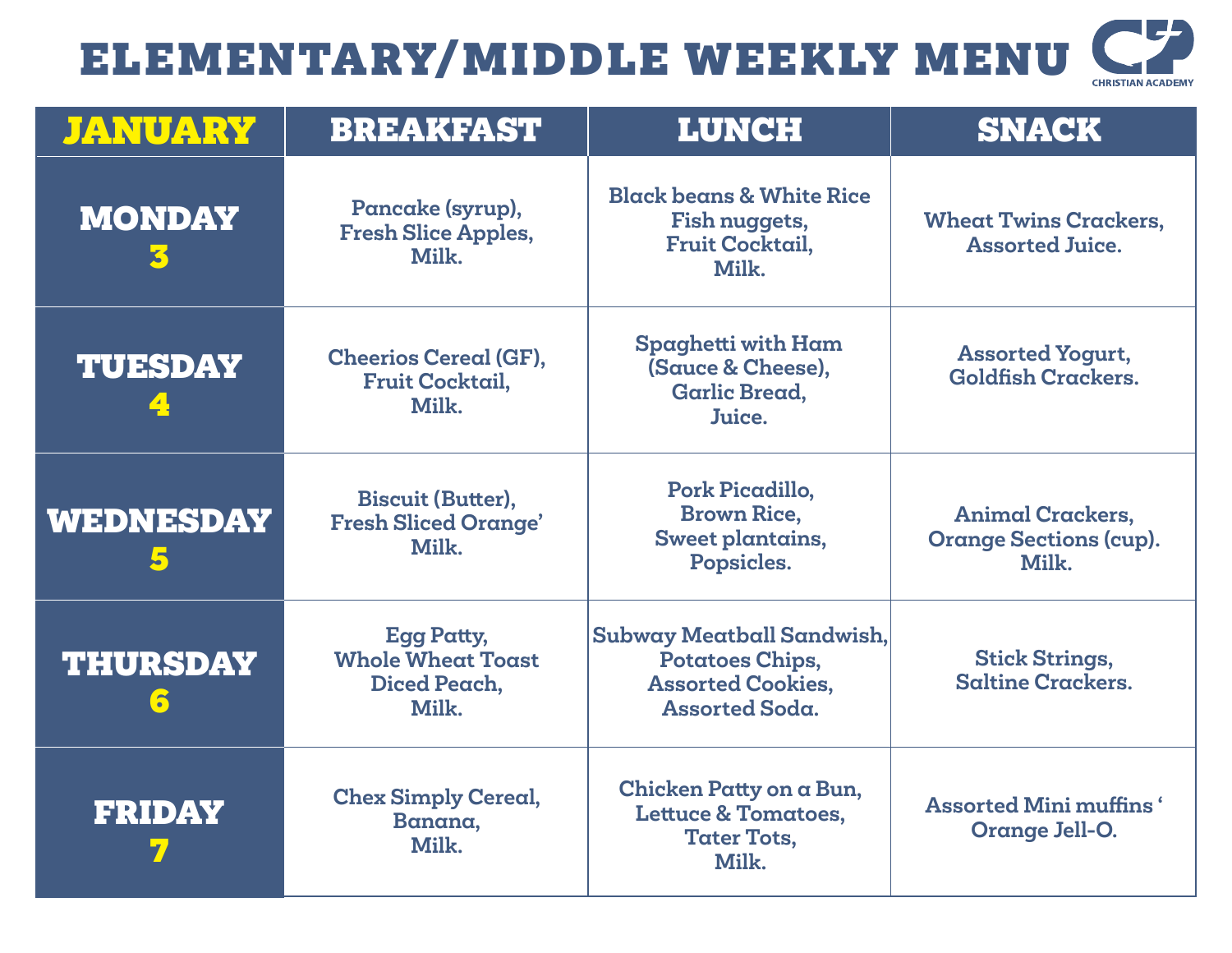# ELEMENTARY/MIDDLE WEEKLY MENU

CHRISTIAN ACADEMY

| JANUARY | BREAKFAST | LUNCH | SNACK |
|---|---|---|---|
| MONDAY 3 | Pancake (syrup), Fresh Slice Apples, Milk. | Black beans & White Rice Fish nuggets, Fruit Cocktail, Milk. | Wheat Twins Crackers, Assorted Juice. |
| TUESDAY 4 | Cheerios Cereal (GF), Fruit Cocktail, Milk. | Spaghetti with Ham (Sauce & Cheese), Garlic Bread, Juice. | Assorted Yogurt, Goldfish Crackers. |
| WEDNESDAY 5 | Biscuit (Butter), Fresh Sliced Orange' Milk. | Pork Picadillo, Brown Rice, Sweet plantains, Popsicles. | Animal Crackers, Orange Sections (cup). Milk. |
| THURSDAY 6 | Egg Patty, Whole Wheat Toast Diced Peach, Milk. | Subway Meatball Sandwish, Potatoes Chips, Assorted Cookies, Assorted Soda. | Stick Strings, Saltine Crackers. |
| FRIDAY 7 | Chex Simply Cereal, Banana, Milk. | Chicken Patty on a Bun, Lettuce & Tomatoes, Tater Tots, Milk. | Assorted Mini muffins ' Orange Jell-O. |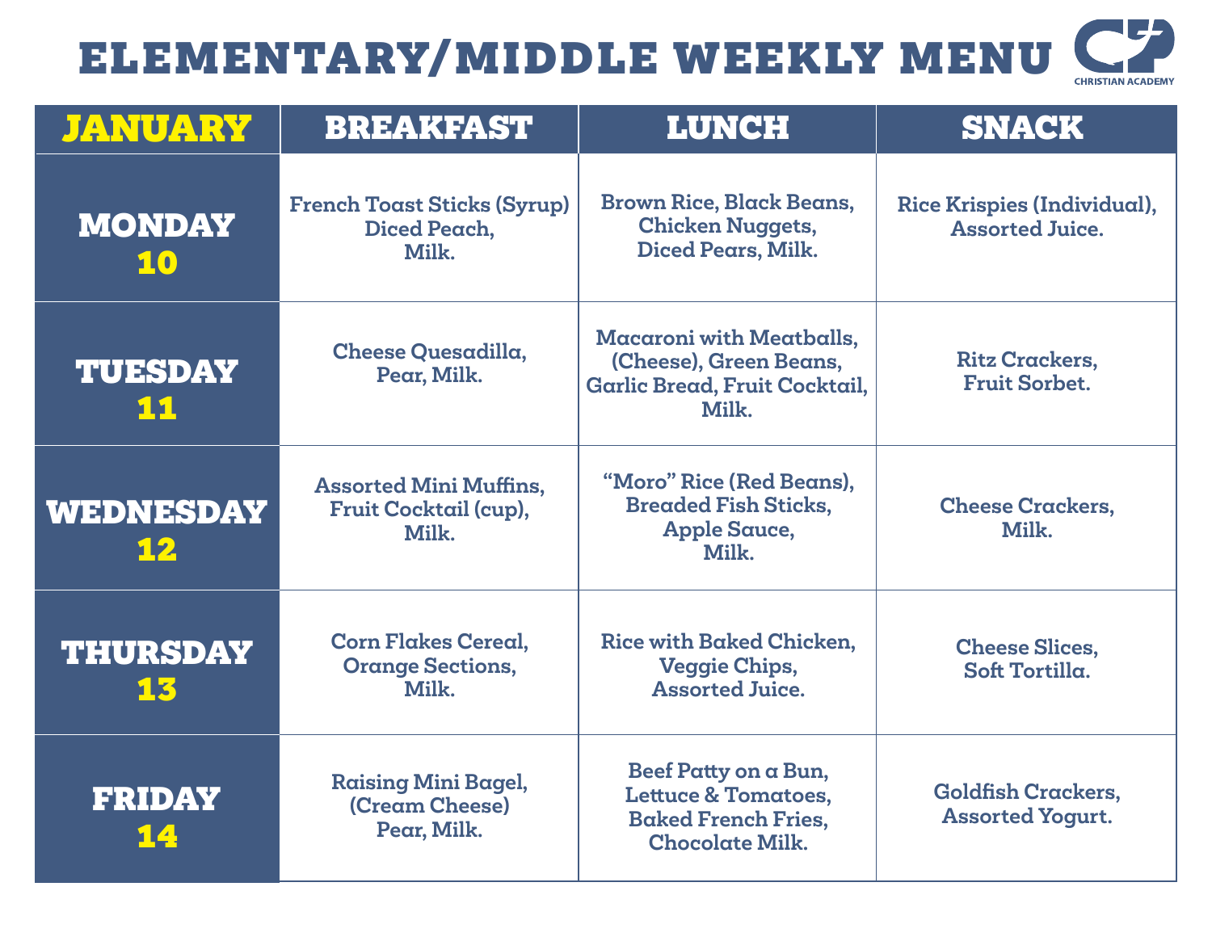# ELEMENTARY/MIDDLE WEEKLY MENU

CHRISTIAN ACADEMY

| JANUARY | BREAKFAST | LUNCH | SNACK |
|---|---|---|---|
| MONDAY 10 | French Toast Sticks (Syrup) Diced Peach, Milk. | Brown Rice, Black Beans, Chicken Nuggets, Diced Pears, Milk. | Rice Krispies (Individual), Assorted Juice. |
| TUESDAY 11 | Cheese Quesadilla, Pear, Milk. | Macaroni with Meatballs, (Cheese), Green Beans, Garlic Bread, Fruit Cocktail, Milk. | Ritz Crackers, Fruit Sorbet. |
| WEDNESDAY 12 | Assorted Mini Muffins, Fruit Cocktail (cup), Milk. | "Moro" Rice (Red Beans), Breaded Fish Sticks, Apple Sauce, Milk. | Cheese Crackers, Milk. |
| THURSDAY 13 | Corn Flakes Cereal, Orange Sections, Milk. | Rice with Baked Chicken, Veggie Chips, Assorted Juice. | Cheese Slices, Soft Tortilla. |
| FRIDAY 14 | Raising Mini Bagel, (Cream Cheese) Pear, Milk. | Beef Patty on a Bun, Lettuce & Tomatoes, Baked French Fries, Chocolate Milk. | Goldfish Crackers, Assorted Yogurt. |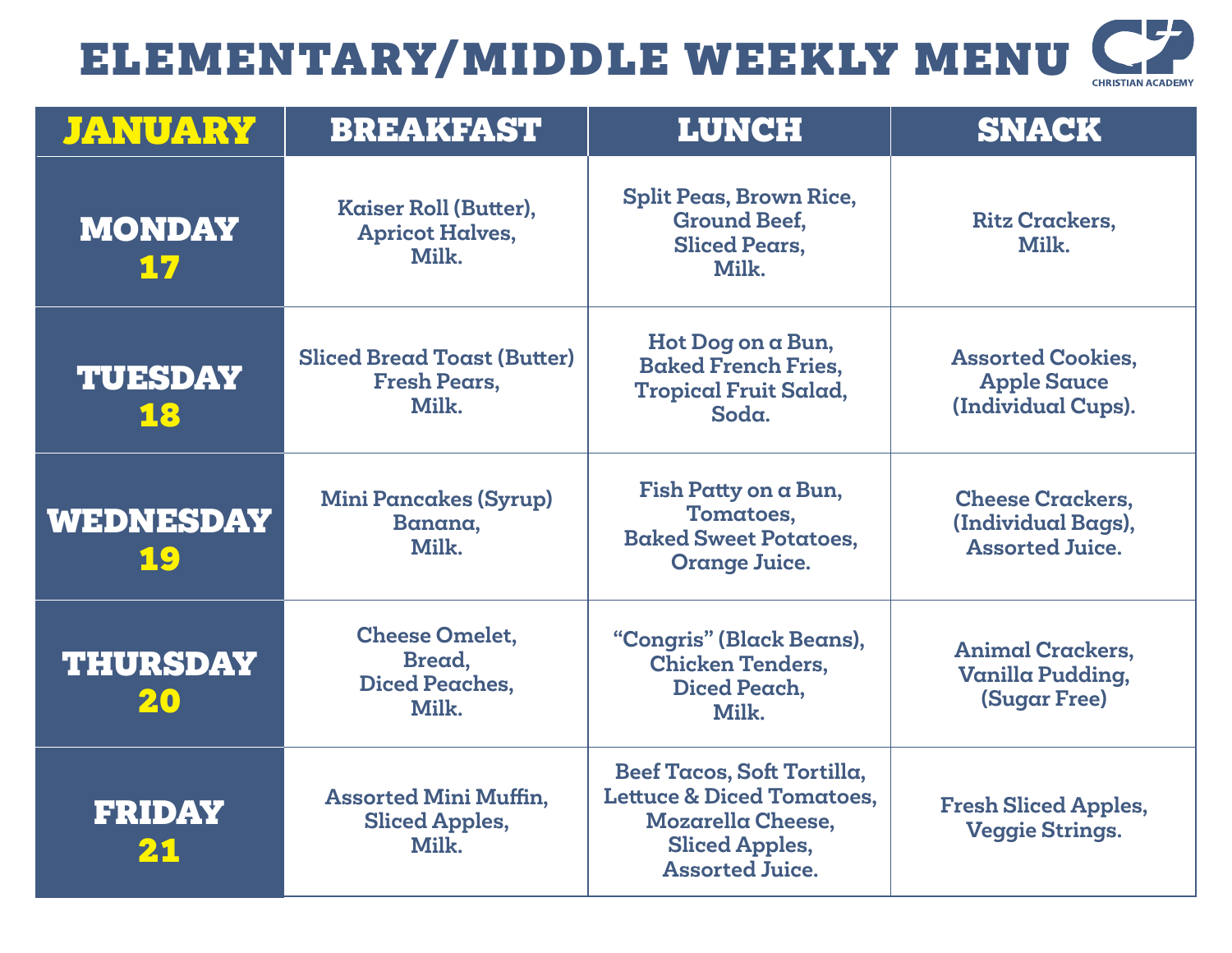# ELEMENTARY/MIDDLE WEEKLY MENU

CHRISTIAN ACADEMY

| JANUARY | BREAKFAST | LUNCH | SNACK |
|---|---|---|---|
| MONDAY 17 | Kaiser Roll (Butter), Apricot Halves, Milk. | Split Peas, Brown Rice, Ground Beef, Sliced Pears, Milk. | Ritz Crackers, Milk. |
| TUESDAY 18 | Sliced Bread Toast (Butter) Fresh Pears, Milk. | Hot Dog on a Bun, Baked French Fries, Tropical Fruit Salad, Soda. | Assorted Cookies, Apple Sauce (Individual Cups). |
| WEDNESDAY 19 | Mini Pancakes (Syrup) Banana, Milk. | Fish Patty on a Bun, Tomatoes, Baked Sweet Potatoes, Orange Juice. | Cheese Crackers, (Individual Bags), Assorted Juice. |
| THURSDAY 20 | Cheese Omelet, Bread, Diced Peaches, Milk. | "Congris" (Black Beans), Chicken Tenders, Diced Peach, Milk. | Animal Crackers, Vanilla Pudding, (Sugar Free) |
| FRIDAY 21 | Assorted Mini Muffin, Sliced Apples, Milk. | Beef Tacos, Soft Tortilla, Lettuce & Diced Tomatoes, Mozarella Cheese, Sliced Apples, Assorted Juice. | Fresh Sliced Apples, Veggie Strings. |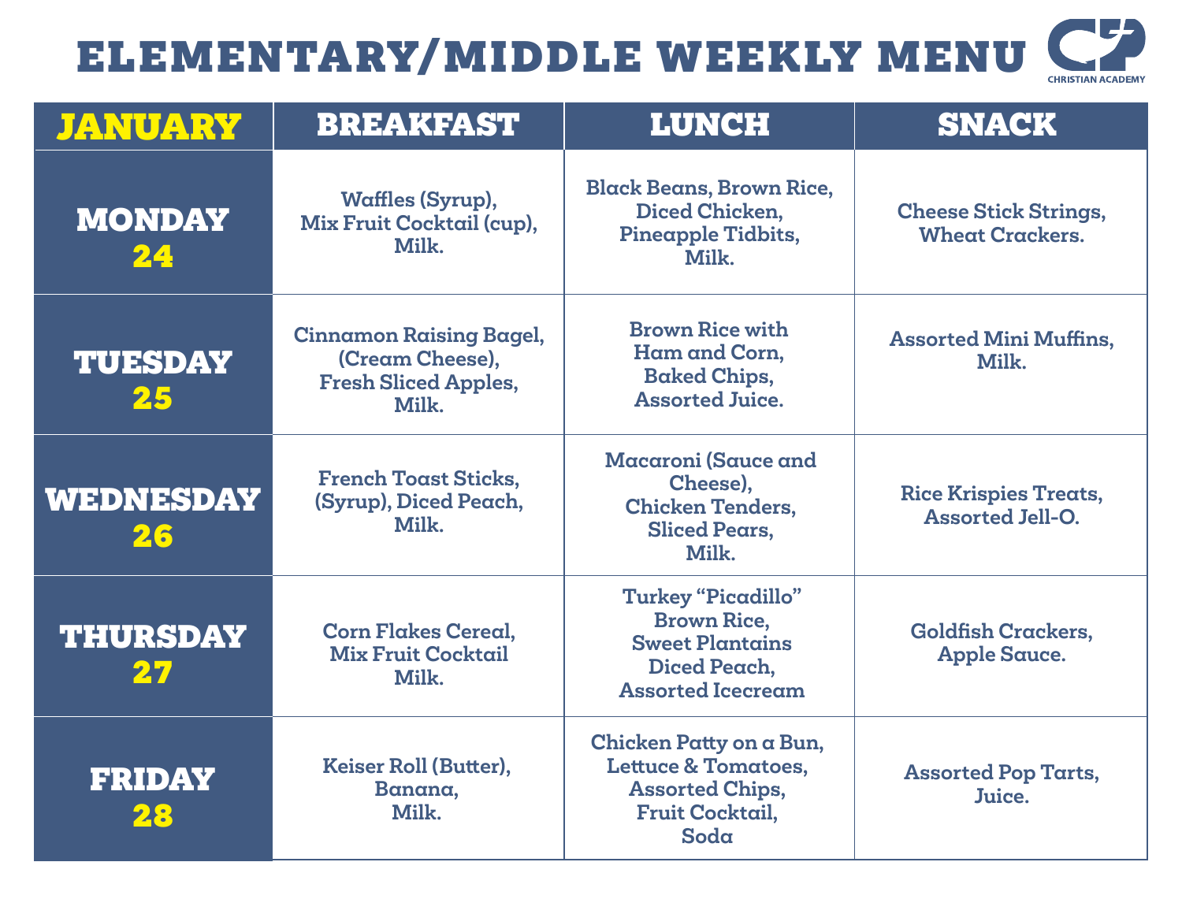# ELEMENTARY/MIDDLE WEEKLY MENU

CHRISTIAN ACADEMY

| JANUARY | BREAKFAST | LUNCH | SNACK |
| --- | --- | --- | --- |
| MONDAY 24 | Waffles (Syrup), Mix Fruit Cocktail (cup), Milk. | Black Beans, Brown Rice, Diced Chicken, Pineapple Tidbits, Milk. | Cheese Stick Strings, Wheat Crackers. |
| TUESDAY 25 | Cinnamon Raising Bagel, (Cream Cheese), Fresh Sliced Apples, Milk. | Brown Rice with Ham and Corn, Baked Chips, Assorted Juice. | Assorted Mini Muffins, Milk. |
| WEDNESDAY 26 | French Toast Sticks, (Syrup), Diced Peach, Milk. | Macaroni (Sauce and Cheese), Chicken Tenders, Sliced Pears, Milk. | Rice Krispies Treats, Assorted Jell-O. |
| THURSDAY 27 | Corn Flakes Cereal, Mix Fruit Cocktail Milk. | Turkey "Picadillo" Brown Rice, Sweet Plantains Diced Peach, Assorted Icecream | Goldfish Crackers, Apple Sauce. |
| FRIDAY 28 | Keiser Roll (Butter), Banana, Milk. | Chicken Patty on a Bun, Lettuce & Tomatoes, Assorted Chips, Fruit Cocktail, Soda | Assorted Pop Tarts, Juice. |